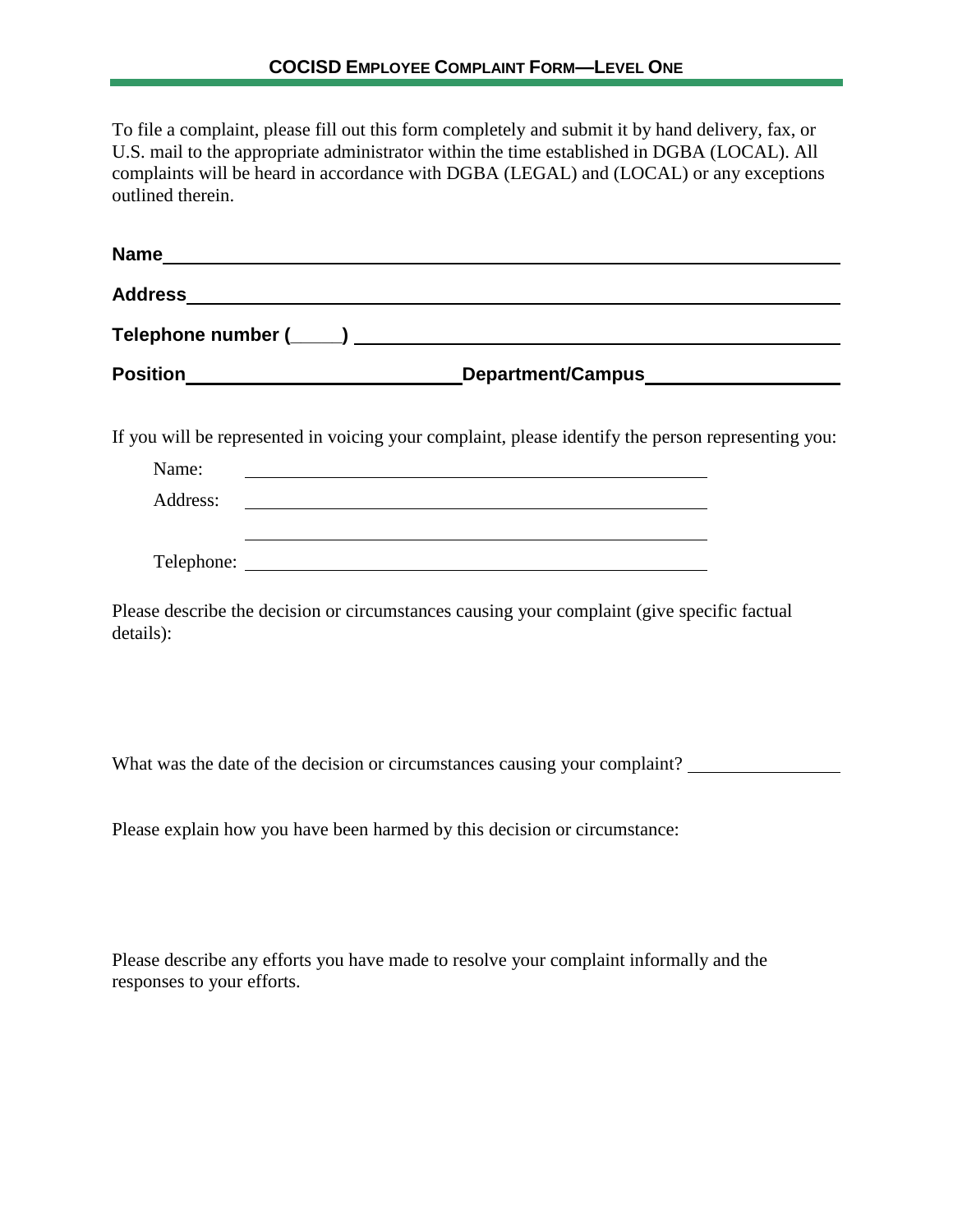# COCISD EMPLOYEE COMPLAINT FORM—LEVEL ONE

To file a complaint, please fill out this form completely and submit it by hand delivery, fax, or U.S. mail to the appropriate administrator within the time established in DGBA (LOCAL). All complaints will be heard in accordance with DGBA (LEGAL) and (LOCAL) or any exceptions outlined therein.

**Name** ______________________________________________

**Address** ______________________________________________

**Telephone number (\_\_\_\_\_)** ______________________________________________

**Position** ________________________ **Department/Campus** ________________________

If you will be represented in voicing your complaint, please identify the person representing you:

Name: ______________________________________________

Address: ______________________________________________

______________________________________________

Telephone: ______________________________________________

Please describe the decision or circumstances causing your complaint (give specific factual details):

What was the date of the decision or circumstances causing your complaint? ________________

Please explain how you have been harmed by this decision or circumstance:

Please describe any efforts you have made to resolve your complaint informally and the responses to your efforts.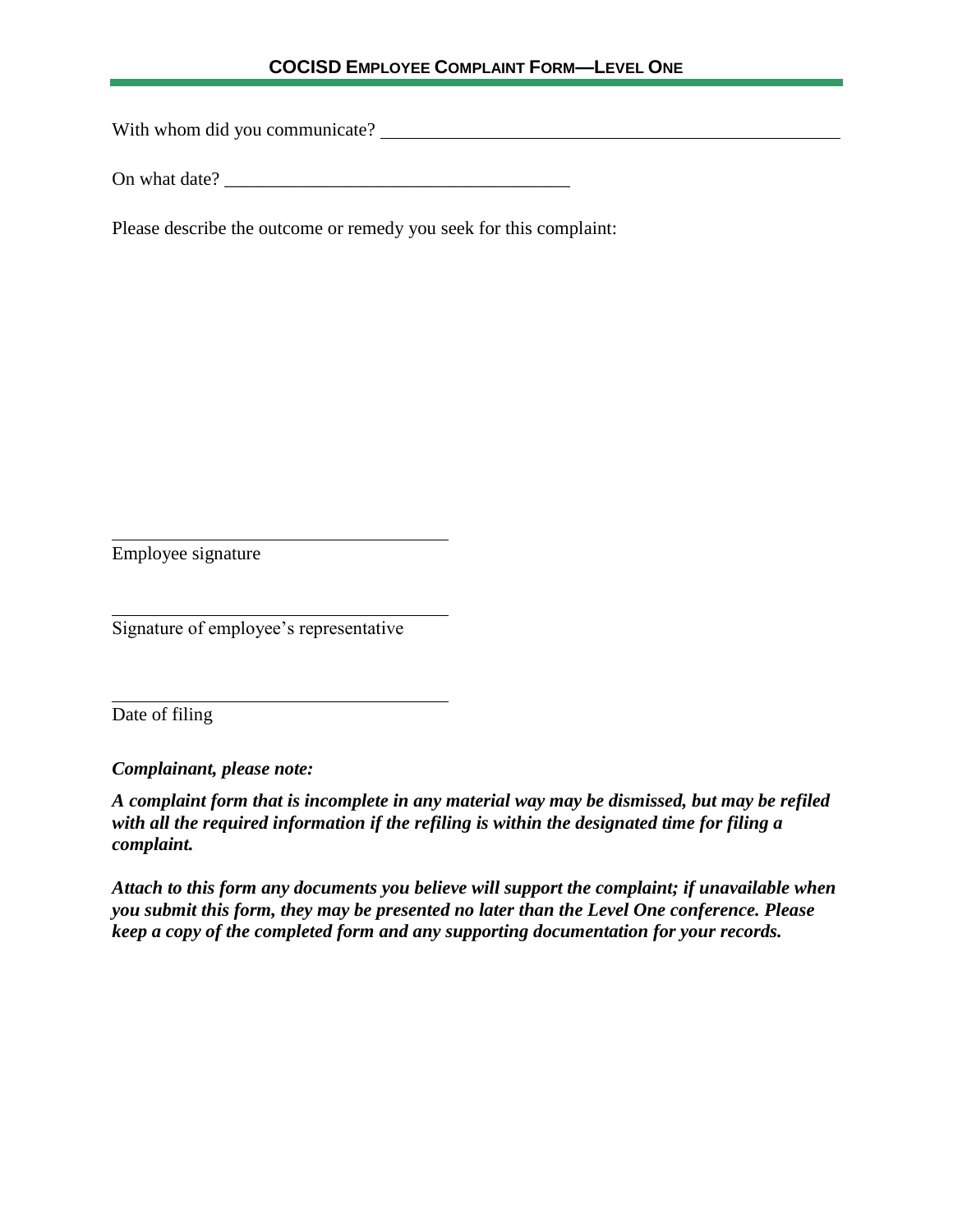With whom did you communicate? ______________________________________________

On what date? _____________________________________

Please describe the outcome or remedy you seek for this complaint:

\_\_\_\_\_\_\_\_\_\_\_\_\_\_\_\_\_\_\_\_\_\_\_\_\_\_\_\_\_\_\_\_\_\_\_\_\_

Employee signature

\_\_\_\_\_\_\_\_\_\_\_\_\_\_\_\_\_\_\_\_\_\_\_\_\_\_\_\_\_\_\_\_\_\_\_\_\_

Signature of employee's representative

\_\_\_\_\_\_\_\_\_\_\_\_\_\_\_\_\_\_\_\_\_\_\_\_\_\_\_\_\_\_\_\_\_\_\_\_\_

Date of filing

***Complainant, please note:***

***A complaint form that is incomplete in any material way may be dismissed, but may be refiled with all the required information if the refiling is within the designated time for filing a complaint.***

***Attach to this form any documents you believe will support the complaint; if unavailable when you submit this form, they may be presented no later than the Level One conference. Please keep a copy of the completed form and any supporting documentation for your records.***